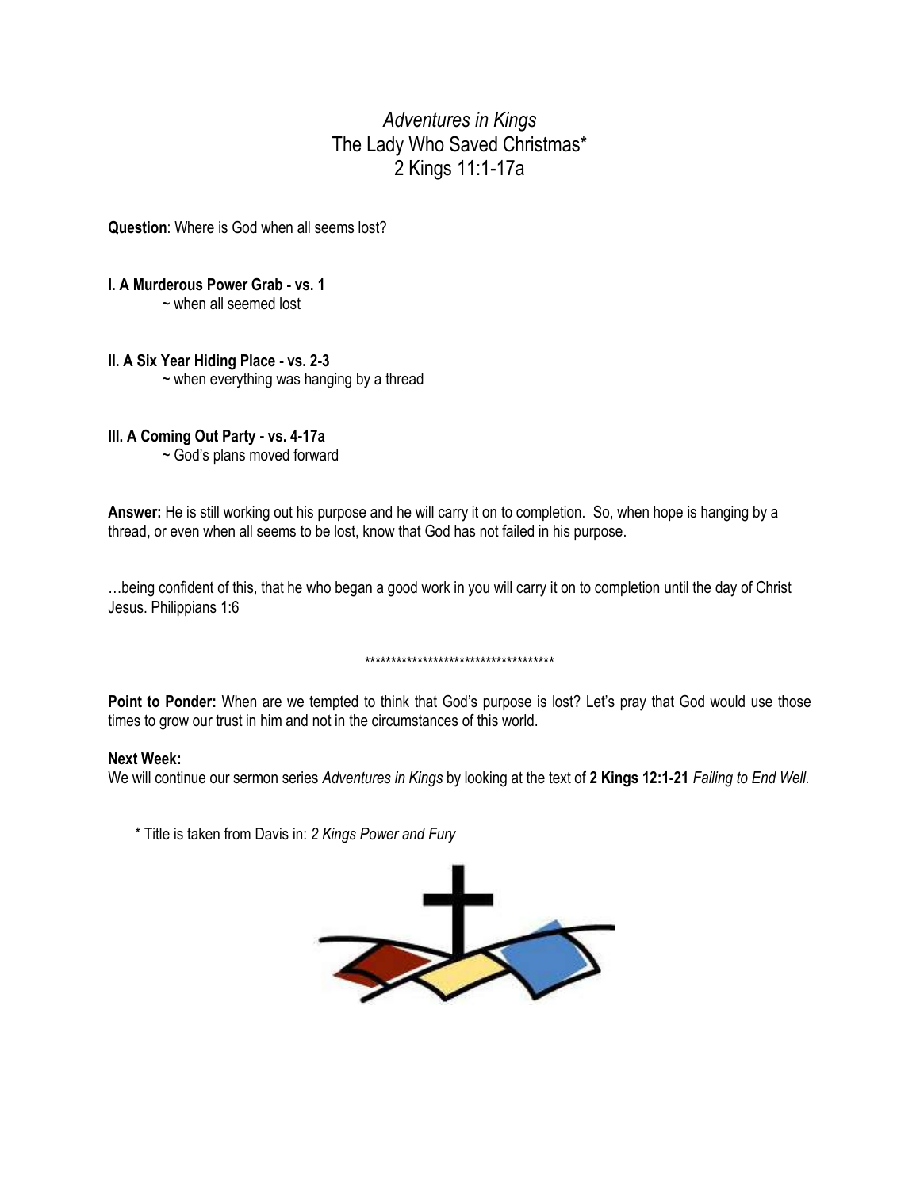# *Adventures in Kings*
## The Lady Who Saved Christmas*
## 2 Kings 11:1-17a

**Question**: Where is God when all seems lost?

**I. A Murderous Power Grab - vs. 1**
~ when all seemed lost

**II. A Six Year Hiding Place - vs. 2-3**
~ when everything was hanging by a thread

**III. A Coming Out Party - vs. 4-17a**
~ God's plans moved forward

**Answer:** He is still working out his purpose and he will carry it on to completion. So, when hope is hanging by a thread, or even when all seems to be lost, know that God has not failed in his purpose.

…being confident of this, that he who began a good work in you will carry it on to completion until the day of Christ Jesus. Philippians 1:6

*************************************

**Point to Ponder:** When are we tempted to think that God's purpose is lost? Let's pray that God would use those times to grow our trust in him and not in the circumstances of this world.

**Next Week:**
We will continue our sermon series *Adventures in Kings* by looking at the text of **2 Kings 12:1-21** *Failing to End Well.*

* Title is taken from Davis in: *2 Kings Power and Fury*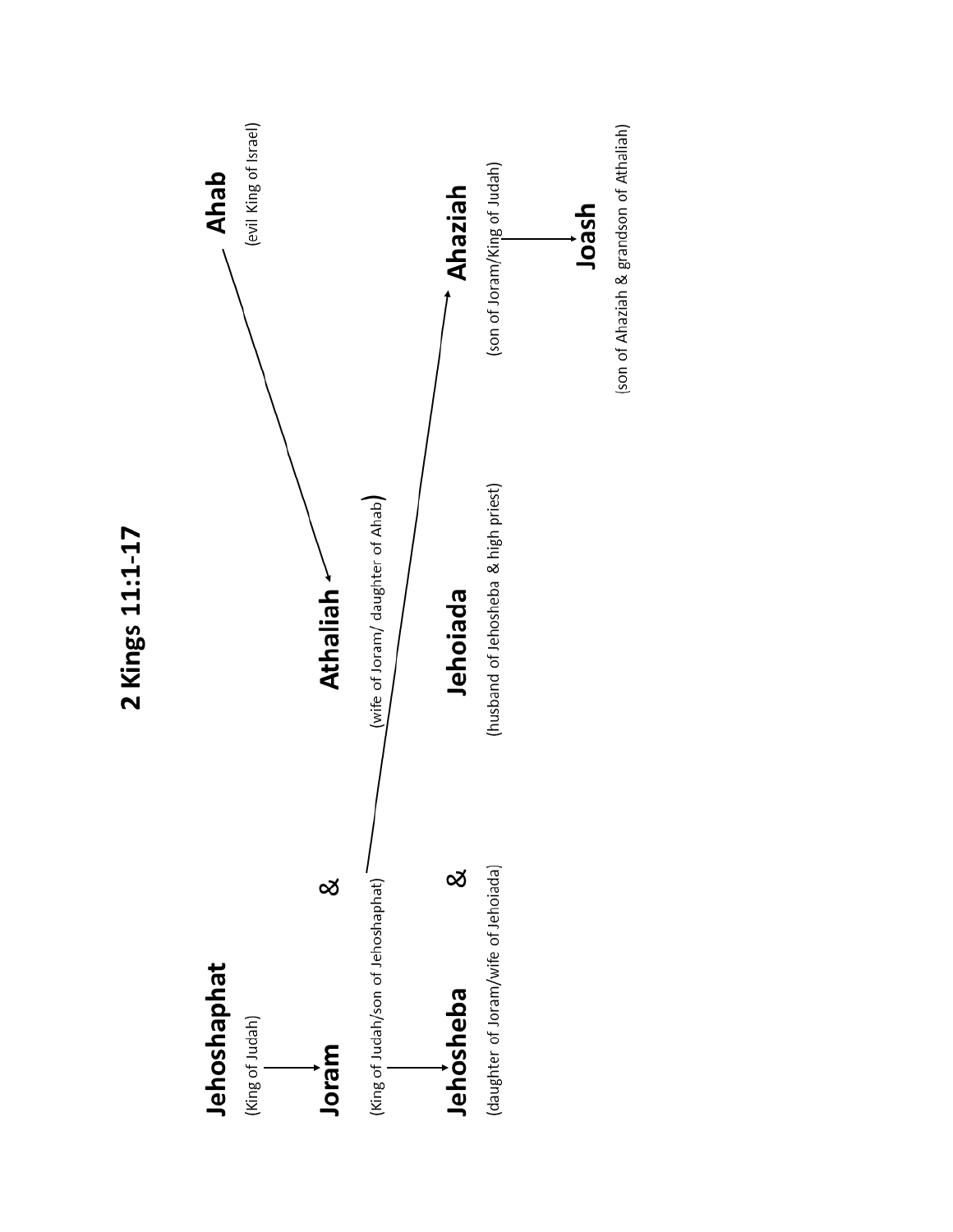# 2 Kings 11:1-17

**Jehoshaphat**
(King of Judah)

**Joram** & **Athaliah**
(King of Judah/son of Jehoshaphat) (wife of Joram/ daughter of Ahab)

**Jehosheba** & **Jehoiada**
(daughter of Joram/wife of Jehoiada) (husband of Jehosheba & high priest)

**Ahab**
(evil King of Israel)

**Ahaziah**
(son of Joram/King of Judah)

**Joash**
(son of Ahaziah & grandson of Athaliah)